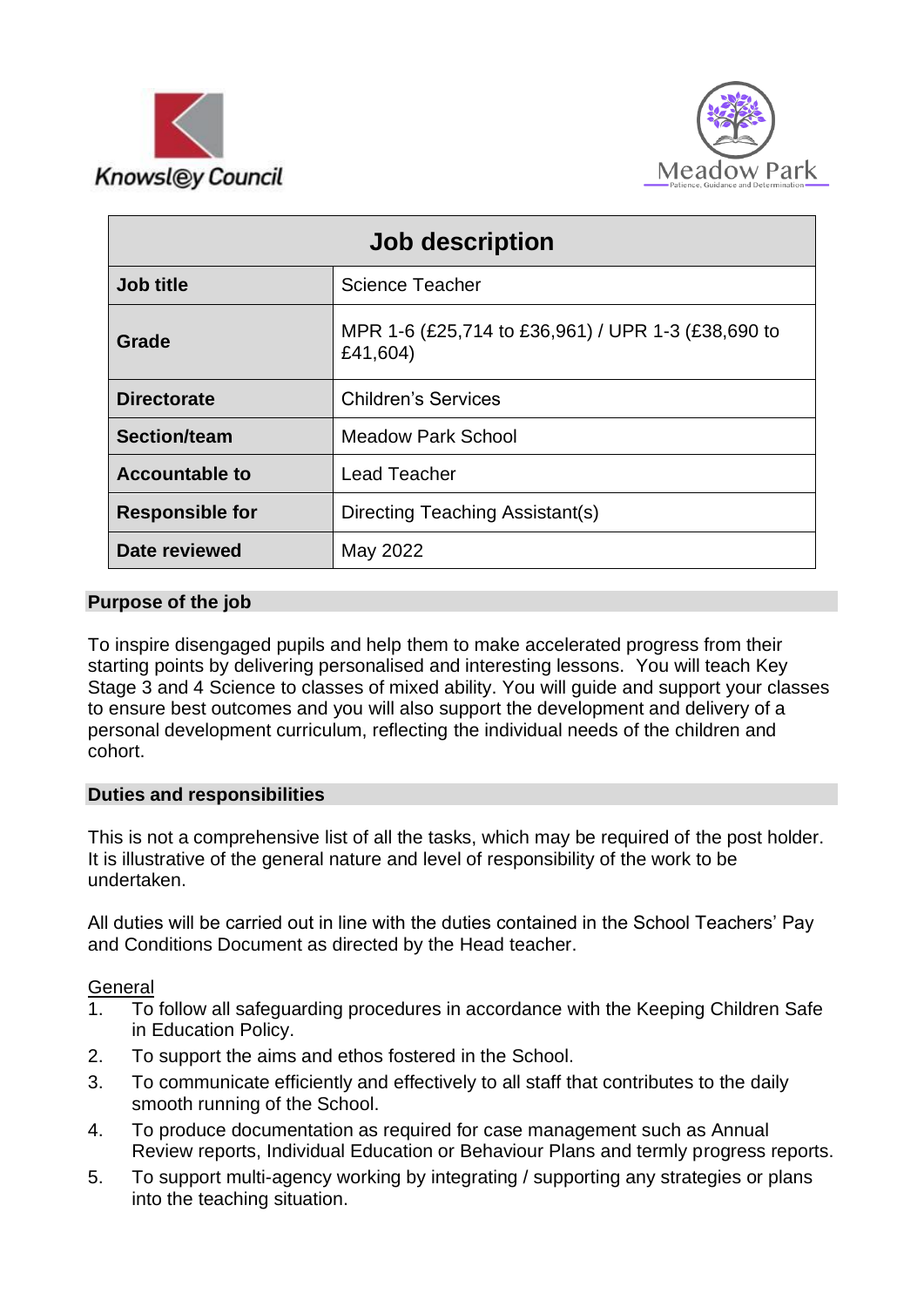Knowsley Council

Meadow Park
Patience, Guidance and Determination

| Job description | |
|---|---|
| **Job title** | Science Teacher |
| **Grade** | MPR 1-6 (£25,714 to £36,961) / UPR 1-3 (£38,690 to £41,604) |
| **Directorate** | Children's Services |
| **Section/team** | Meadow Park School |
| **Accountable to** | Lead Teacher |
| **Responsible for** | Directing Teaching Assistant(s) |
| **Date reviewed** | May 2022 |

## Purpose of the job

To inspire disengaged pupils and help them to make accelerated progress from their starting points by delivering personalised and interesting lessons. You will teach Key Stage 3 and 4 Science to classes of mixed ability. You will guide and support your classes to ensure best outcomes and you will also support the development and delivery of a personal development curriculum, reflecting the individual needs of the children and cohort.

## Duties and responsibilities

This is not a comprehensive list of all the tasks, which may be required of the post holder. It is illustrative of the general nature and level of responsibility of the work to be undertaken.

All duties will be carried out in line with the duties contained in the School Teachers' Pay and Conditions Document as directed by the Head teacher.

General

1. To follow all safeguarding procedures in accordance with the Keeping Children Safe in Education Policy.
2. To support the aims and ethos fostered in the School.
3. To communicate efficiently and effectively to all staff that contributes to the daily smooth running of the School.
4. To produce documentation as required for case management such as Annual Review reports, Individual Education or Behaviour Plans and termly progress reports.
5. To support multi-agency working by integrating / supporting any strategies or plans into the teaching situation.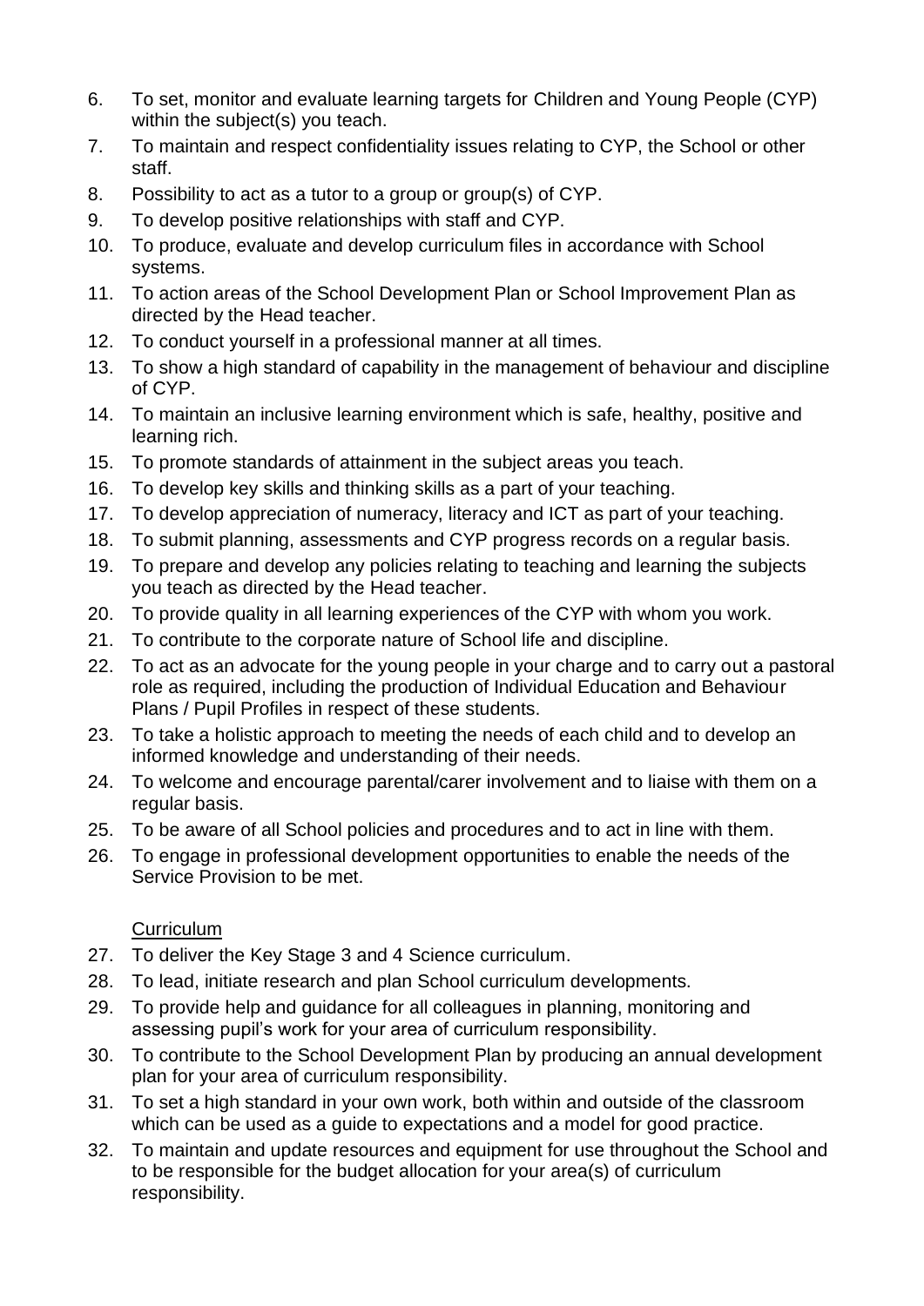6. To set, monitor and evaluate learning targets for Children and Young People (CYP) within the subject(s) you teach.
7. To maintain and respect confidentiality issues relating to CYP, the School or other staff.
8. Possibility to act as a tutor to a group or group(s) of CYP.
9. To develop positive relationships with staff and CYP.
10. To produce, evaluate and develop curriculum files in accordance with School systems.
11. To action areas of the School Development Plan or School Improvement Plan as directed by the Head teacher.
12. To conduct yourself in a professional manner at all times.
13. To show a high standard of capability in the management of behaviour and discipline of CYP.
14. To maintain an inclusive learning environment which is safe, healthy, positive and learning rich.
15. To promote standards of attainment in the subject areas you teach.
16. To develop key skills and thinking skills as a part of your teaching.
17. To develop appreciation of numeracy, literacy and ICT as part of your teaching.
18. To submit planning, assessments and CYP progress records on a regular basis.
19. To prepare and develop any policies relating to teaching and learning the subjects you teach as directed by the Head teacher.
20. To provide quality in all learning experiences of the CYP with whom you work.
21. To contribute to the corporate nature of School life and discipline.
22. To act as an advocate for the young people in your charge and to carry out a pastoral role as required, including the production of Individual Education and Behaviour Plans / Pupil Profiles in respect of these students.
23. To take a holistic approach to meeting the needs of each child and to develop an informed knowledge and understanding of their needs.
24. To welcome and encourage parental/carer involvement and to liaise with them on a regular basis.
25. To be aware of all School policies and procedures and to act in line with them.
26. To engage in professional development opportunities to enable the needs of the Service Provision to be met.

Curriculum

27. To deliver the Key Stage 3 and 4 Science curriculum.
28. To lead, initiate research and plan School curriculum developments.
29. To provide help and guidance for all colleagues in planning, monitoring and assessing pupil's work for your area of curriculum responsibility.
30. To contribute to the School Development Plan by producing an annual development plan for your area of curriculum responsibility.
31. To set a high standard in your own work, both within and outside of the classroom which can be used as a guide to expectations and a model for good practice.
32. To maintain and update resources and equipment for use throughout the School and to be responsible for the budget allocation for your area(s) of curriculum responsibility.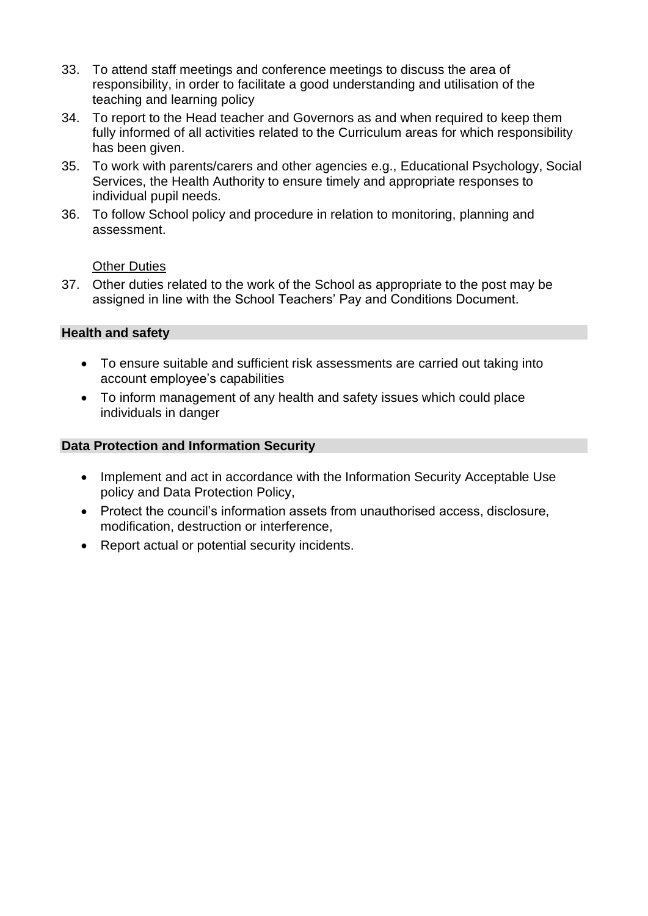33. To attend staff meetings and conference meetings to discuss the area of responsibility, in order to facilitate a good understanding and utilisation of the teaching and learning policy
34. To report to the Head teacher and Governors as and when required to keep them fully informed of all activities related to the Curriculum areas for which responsibility has been given.
35. To work with parents/carers and other agencies e.g., Educational Psychology, Social Services, the Health Authority to ensure timely and appropriate responses to individual pupil needs.
36. To follow School policy and procedure in relation to monitoring, planning and assessment.

<u>Other Duties</u>

37. Other duties related to the work of the School as appropriate to the post may be assigned in line with the School Teachers' Pay and Conditions Document.

**Health and safety**

- To ensure suitable and sufficient risk assessments are carried out taking into account employee's capabilities
- To inform management of any health and safety issues which could place individuals in danger

**Data Protection and Information Security**

- Implement and act in accordance with the Information Security Acceptable Use policy and Data Protection Policy,
- Protect the council's information assets from unauthorised access, disclosure, modification, destruction or interference,
- Report actual or potential security incidents.